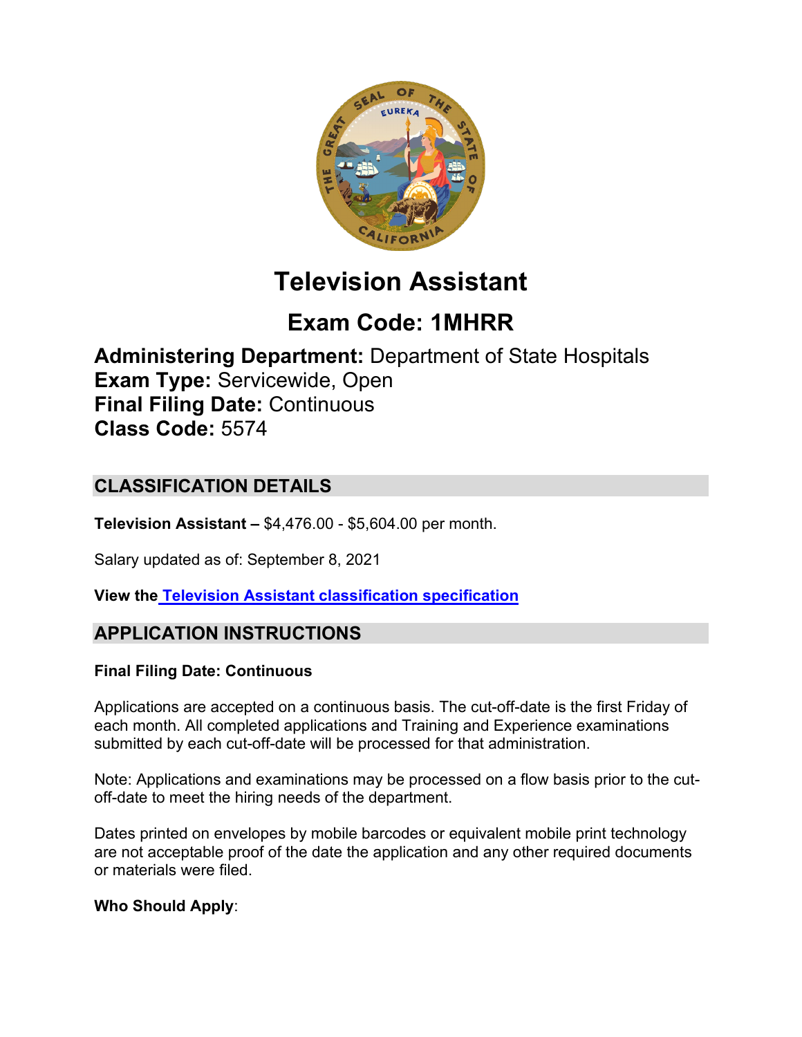# Television Assistant

## Exam Code: 1MHRR

**Administering Department:** Department of State Hospitals
**Exam Type:** Servicewide, Open
**Final Filing Date:** Continuous
**Class Code:** 5574

## CLASSIFICATION DETAILS

**Television Assistant –** $4,476.00 - $5,604.00 per month.

Salary updated as of: September 8, 2021

**View the Television Assistant classification specification**

## APPLICATION INSTRUCTIONS

**Final Filing Date: Continuous**

Applications are accepted on a continuous basis. The cut-off-date is the first Friday of each month. All completed applications and Training and Experience examinations submitted by each cut-off-date will be processed for that administration.

Note: Applications and examinations may be processed on a flow basis prior to the cut-off-date to meet the hiring needs of the department.

Dates printed on envelopes by mobile barcodes or equivalent mobile print technology are not acceptable proof of the date the application and any other required documents or materials were filed.

**Who Should Apply**: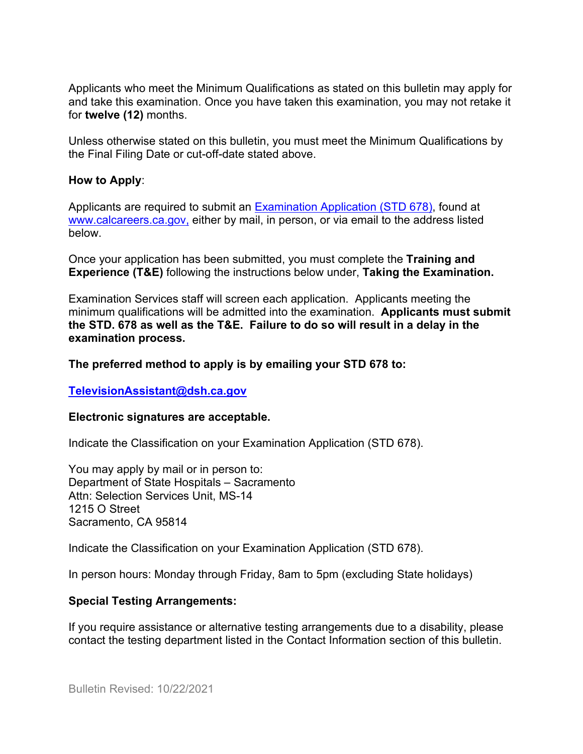Applicants who meet the Minimum Qualifications as stated on this bulletin may apply for and take this examination. Once you have taken this examination, you may not retake it for **twelve (12)** months.

Unless otherwise stated on this bulletin, you must meet the Minimum Qualifications by the Final Filing Date or cut-off-date stated above.

**How to Apply**:

Applicants are required to submit an [Examination Application (STD 678)](), found at [www.calcareers.ca.gov,]() either by mail, in person, or via email to the address listed below.

Once your application has been submitted, you must complete the **Training and Experience (T&E)** following the instructions below under, **Taking the Examination.**

Examination Services staff will screen each application. Applicants meeting the minimum qualifications will be admitted into the examination. **Applicants must submit the STD. 678 as well as the T&E. Failure to do so will result in a delay in the examination process.**

**The preferred method to apply is by emailing your STD 678 to:**

**TelevisionAssistant@dsh.ca.gov**

**Electronic signatures are acceptable.**

Indicate the Classification on your Examination Application (STD 678).

You may apply by mail or in person to:
Department of State Hospitals – Sacramento
Attn: Selection Services Unit, MS-14
1215 O Street
Sacramento, CA 95814

Indicate the Classification on your Examination Application (STD 678).

In person hours: Monday through Friday, 8am to 5pm (excluding State holidays)

**Special Testing Arrangements:**

If you require assistance or alternative testing arrangements due to a disability, please contact the testing department listed in the Contact Information section of this bulletin.

Bulletin Revised: 10/22/2021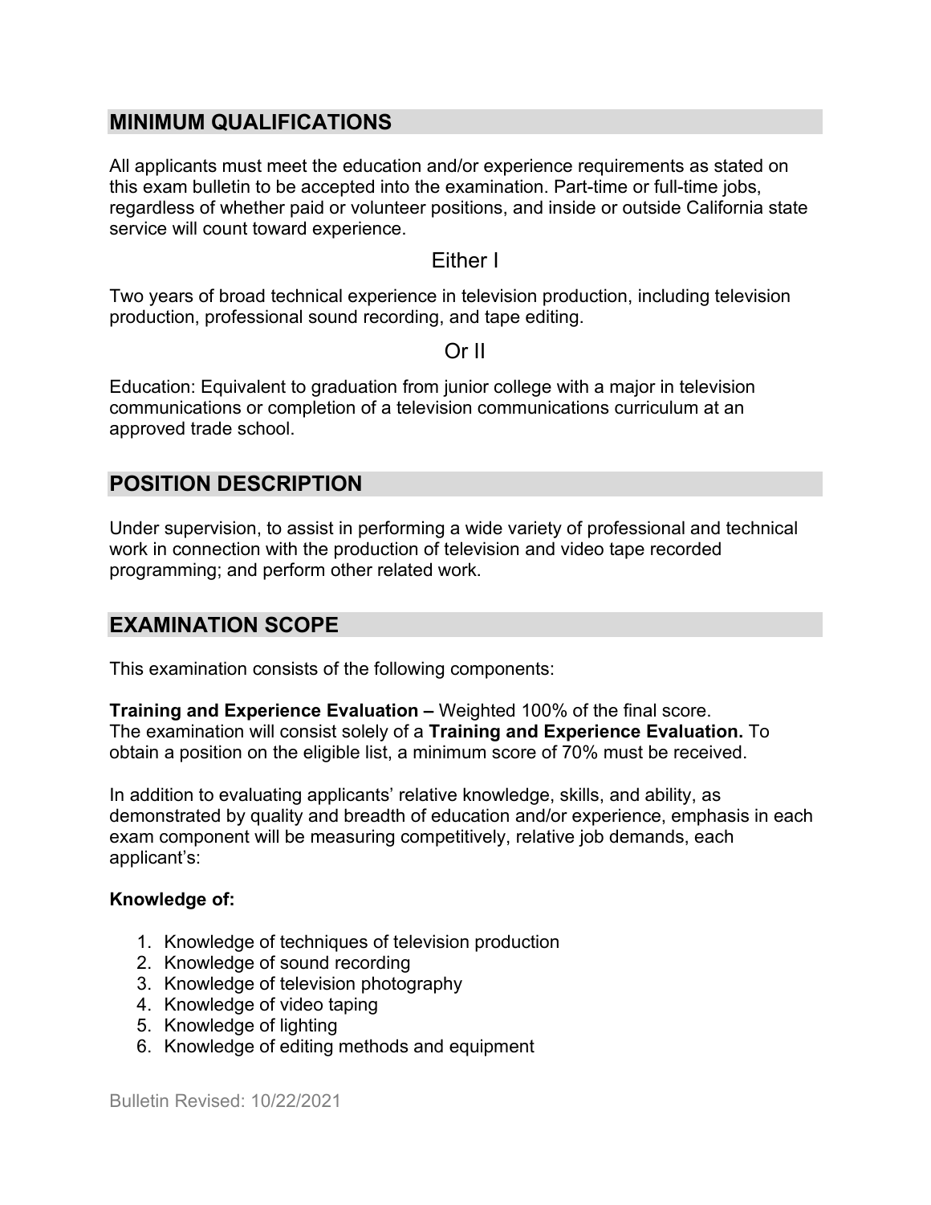## MINIMUM QUALIFICATIONS

All applicants must meet the education and/or experience requirements as stated on this exam bulletin to be accepted into the examination. Part-time or full-time jobs, regardless of whether paid or volunteer positions, and inside or outside California state service will count toward experience.

### Either I

Two years of broad technical experience in television production, including television production, professional sound recording, and tape editing.

### Or II

Education: Equivalent to graduation from junior college with a major in television communications or completion of a television communications curriculum at an approved trade school.

## POSITION DESCRIPTION

Under supervision, to assist in performing a wide variety of professional and technical work in connection with the production of television and video tape recorded programming; and perform other related work.

## EXAMINATION SCOPE

This examination consists of the following components:

**Training and Experience Evaluation –** Weighted 100% of the final score.
The examination will consist solely of a **Training and Experience Evaluation.** To obtain a position on the eligible list, a minimum score of 70% must be received.

In addition to evaluating applicants' relative knowledge, skills, and ability, as demonstrated by quality and breadth of education and/or experience, emphasis in each exam component will be measuring competitively, relative job demands, each applicant's:

**Knowledge of:**

1. Knowledge of techniques of television production
2. Knowledge of sound recording
3. Knowledge of television photography
4. Knowledge of video taping
5. Knowledge of lighting
6. Knowledge of editing methods and equipment

Bulletin Revised: 10/22/2021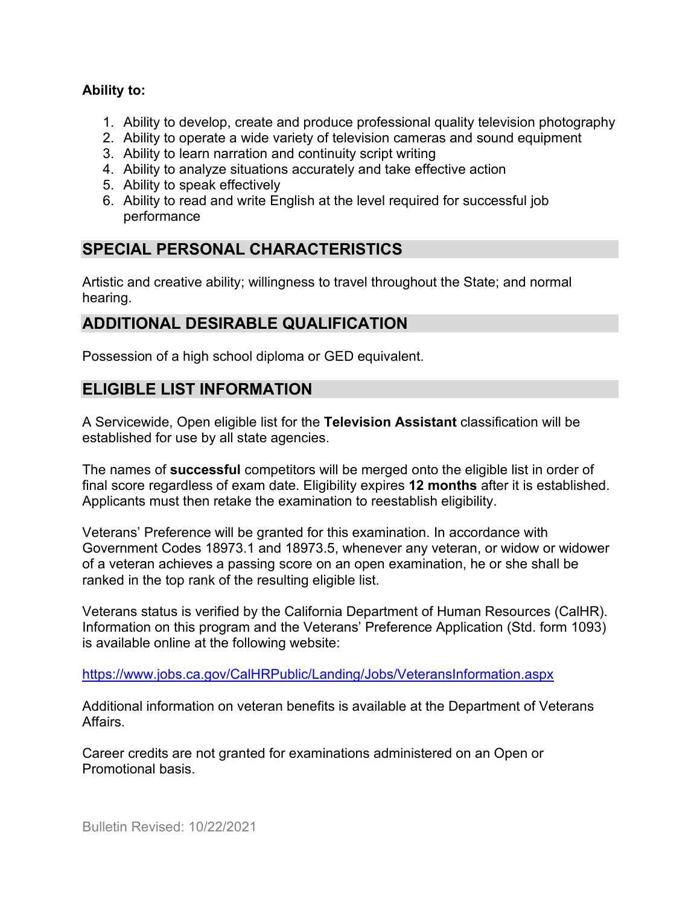**Ability to:**

1. Ability to develop, create and produce professional quality television photography
2. Ability to operate a wide variety of television cameras and sound equipment
3. Ability to learn narration and continuity script writing
4. Ability to analyze situations accurately and take effective action
5. Ability to speak effectively
6. Ability to read and write English at the level required for successful job performance

## SPECIAL PERSONAL CHARACTERISTICS

Artistic and creative ability; willingness to travel throughout the State; and normal hearing.

## ADDITIONAL DESIRABLE QUALIFICATION

Possession of a high school diploma or GED equivalent.

## ELIGIBLE LIST INFORMATION

A Servicewide, Open eligible list for the **Television Assistant** classification will be established for use by all state agencies.

The names of **successful** competitors will be merged onto the eligible list in order of final score regardless of exam date. Eligibility expires **12 months** after it is established. Applicants must then retake the examination to reestablish eligibility.

Veterans' Preference will be granted for this examination. In accordance with Government Codes 18973.1 and 18973.5, whenever any veteran, or widow or widower of a veteran achieves a passing score on an open examination, he or she shall be ranked in the top rank of the resulting eligible list.

Veterans status is verified by the California Department of Human Resources (CalHR). Information on this program and the Veterans' Preference Application (Std. form 1093) is available online at the following website:

https://www.jobs.ca.gov/CalHRPublic/Landing/Jobs/VeteransInformation.aspx

Additional information on veteran benefits is available at the Department of Veterans Affairs.

Career credits are not granted for examinations administered on an Open or Promotional basis.

Bulletin Revised: 10/22/2021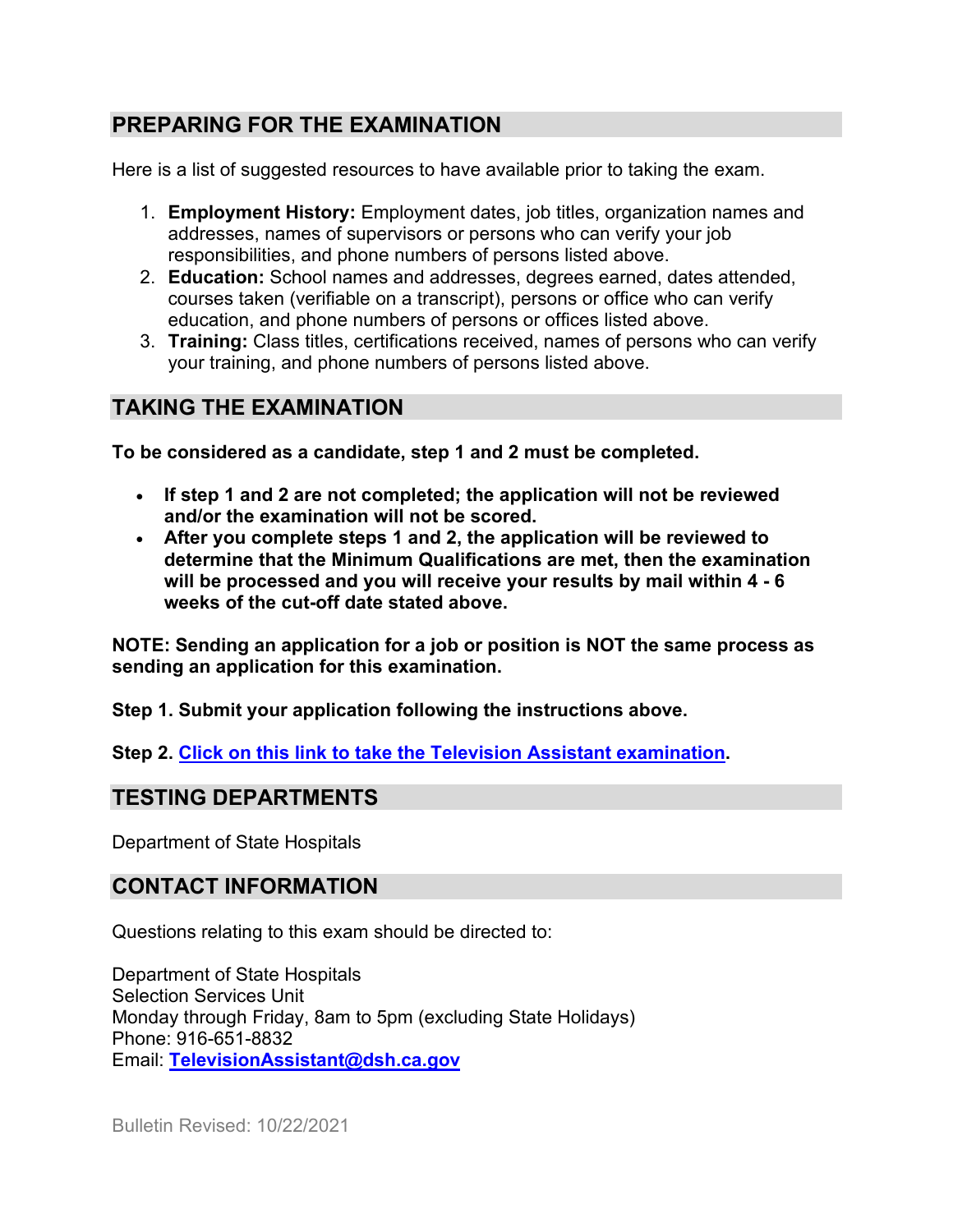## PREPARING FOR THE EXAMINATION

Here is a list of suggested resources to have available prior to taking the exam.

1. **Employment History:** Employment dates, job titles, organization names and addresses, names of supervisors or persons who can verify your job responsibilities, and phone numbers of persons listed above.
2. **Education:** School names and addresses, degrees earned, dates attended, courses taken (verifiable on a transcript), persons or office who can verify education, and phone numbers of persons or offices listed above.
3. **Training:** Class titles, certifications received, names of persons who can verify your training, and phone numbers of persons listed above.

## TAKING THE EXAMINATION

**To be considered as a candidate, step 1 and 2 must be completed.**

- **If step 1 and 2 are not completed; the application will not be reviewed and/or the examination will not be scored.**
- **After you complete steps 1 and 2, the application will be reviewed to determine that the Minimum Qualifications are met, then the examination will be processed and you will receive your results by mail within 4 - 6 weeks of the cut-off date stated above.**

**NOTE: Sending an application for a job or position is NOT the same process as sending an application for this examination.**

**Step 1. Submit your application following the instructions above.**

**Step 2. Click on this link to take the Television Assistant examination.**

## TESTING DEPARTMENTS

Department of State Hospitals

## CONTACT INFORMATION

Questions relating to this exam should be directed to:

Department of State Hospitals
Selection Services Unit
Monday through Friday, 8am to 5pm (excluding State Holidays)
Phone: 916-651-8832
Email: **TelevisionAssistant@dsh.ca.gov**

Bulletin Revised: 10/22/2021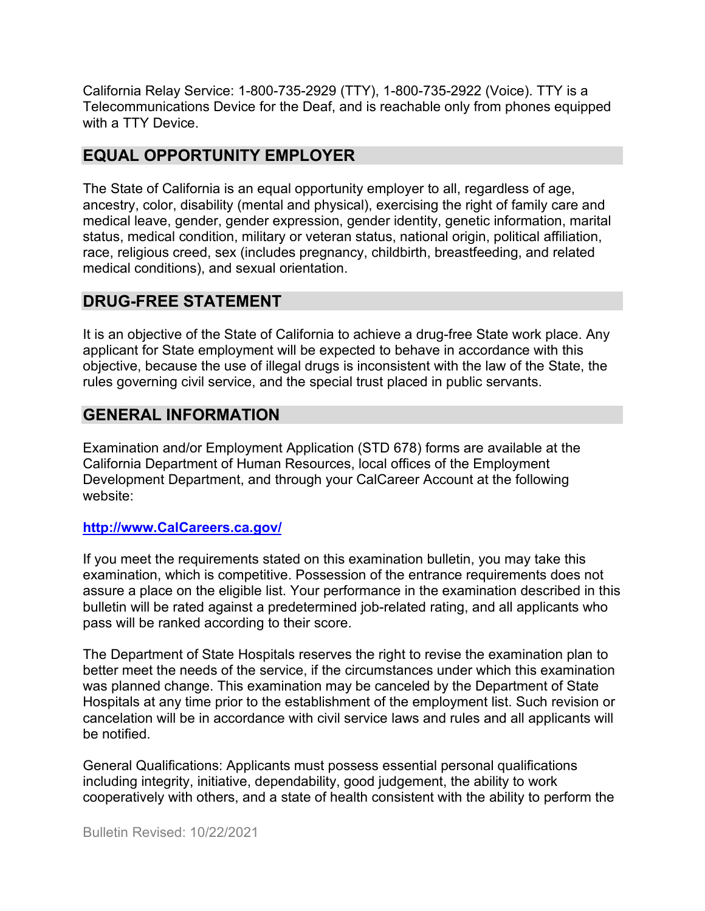California Relay Service: 1-800-735-2929 (TTY), 1-800-735-2922 (Voice). TTY is a Telecommunications Device for the Deaf, and is reachable only from phones equipped with a TTY Device.

## EQUAL OPPORTUNITY EMPLOYER

The State of California is an equal opportunity employer to all, regardless of age, ancestry, color, disability (mental and physical), exercising the right of family care and medical leave, gender, gender expression, gender identity, genetic information, marital status, medical condition, military or veteran status, national origin, political affiliation, race, religious creed, sex (includes pregnancy, childbirth, breastfeeding, and related medical conditions), and sexual orientation.

## DRUG-FREE STATEMENT

It is an objective of the State of California to achieve a drug-free State work place. Any applicant for State employment will be expected to behave in accordance with this objective, because the use of illegal drugs is inconsistent with the law of the State, the rules governing civil service, and the special trust placed in public servants.

## GENERAL INFORMATION

Examination and/or Employment Application (STD 678) forms are available at the California Department of Human Resources, local offices of the Employment Development Department, and through your CalCareer Account at the following website:

**http://www.CalCareers.ca.gov/**

If you meet the requirements stated on this examination bulletin, you may take this examination, which is competitive. Possession of the entrance requirements does not assure a place on the eligible list. Your performance in the examination described in this bulletin will be rated against a predetermined job-related rating, and all applicants who pass will be ranked according to their score.

The Department of State Hospitals reserves the right to revise the examination plan to better meet the needs of the service, if the circumstances under which this examination was planned change. This examination may be canceled by the Department of State Hospitals at any time prior to the establishment of the employment list. Such revision or cancelation will be in accordance with civil service laws and rules and all applicants will be notified.

General Qualifications: Applicants must possess essential personal qualifications including integrity, initiative, dependability, good judgement, the ability to work cooperatively with others, and a state of health consistent with the ability to perform the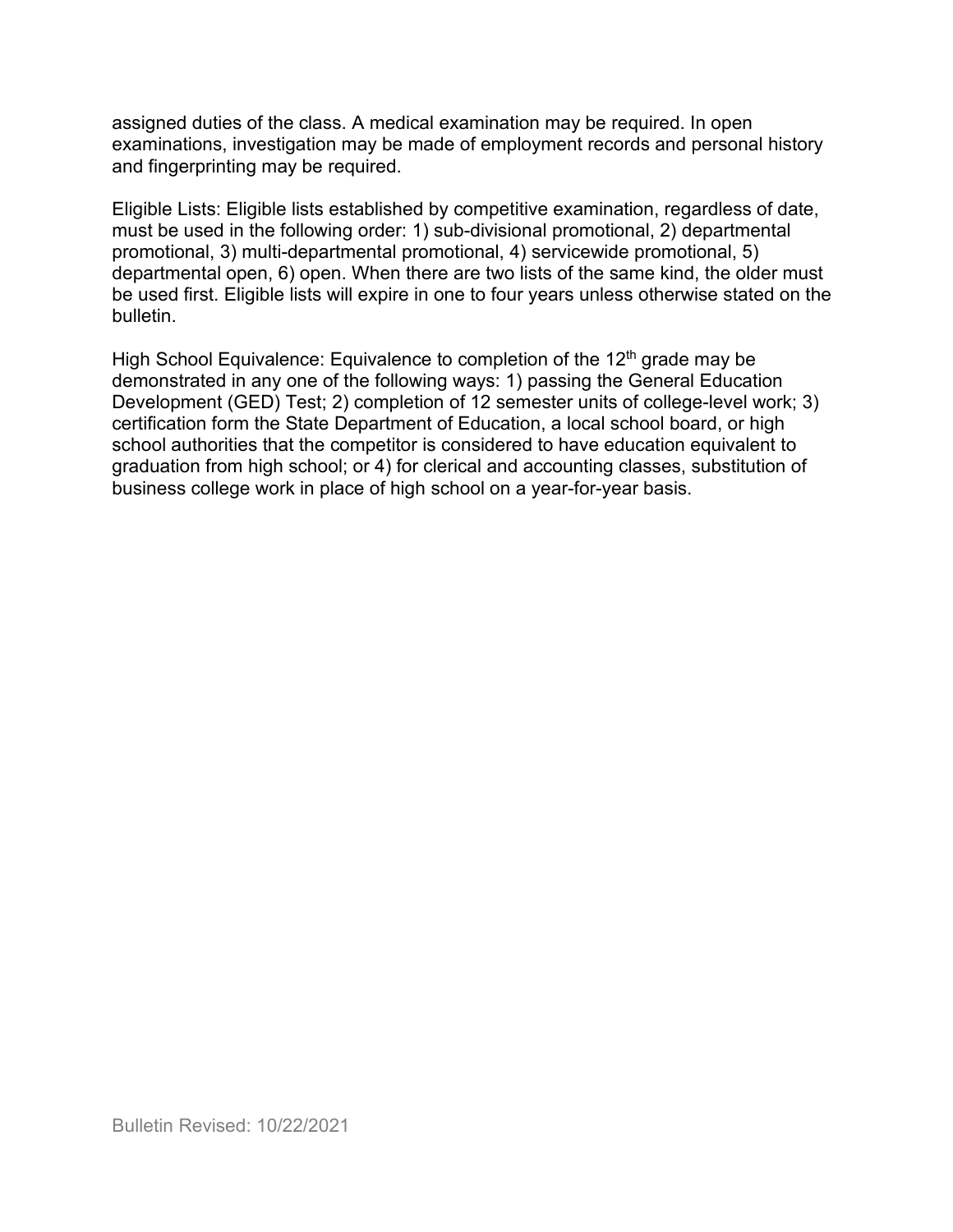assigned duties of the class. A medical examination may be required. In open examinations, investigation may be made of employment records and personal history and fingerprinting may be required.

Eligible Lists: Eligible lists established by competitive examination, regardless of date, must be used in the following order: 1) sub-divisional promotional, 2) departmental promotional, 3) multi-departmental promotional, 4) servicewide promotional, 5) departmental open, 6) open. When there are two lists of the same kind, the older must be used first. Eligible lists will expire in one to four years unless otherwise stated on the bulletin.

High School Equivalence: Equivalence to completion of the 12th grade may be demonstrated in any one of the following ways: 1) passing the General Education Development (GED) Test; 2) completion of 12 semester units of college-level work; 3) certification form the State Department of Education, a local school board, or high school authorities that the competitor is considered to have education equivalent to graduation from high school; or 4) for clerical and accounting classes, substitution of business college work in place of high school on a year-for-year basis.

Bulletin Revised: 10/22/2021